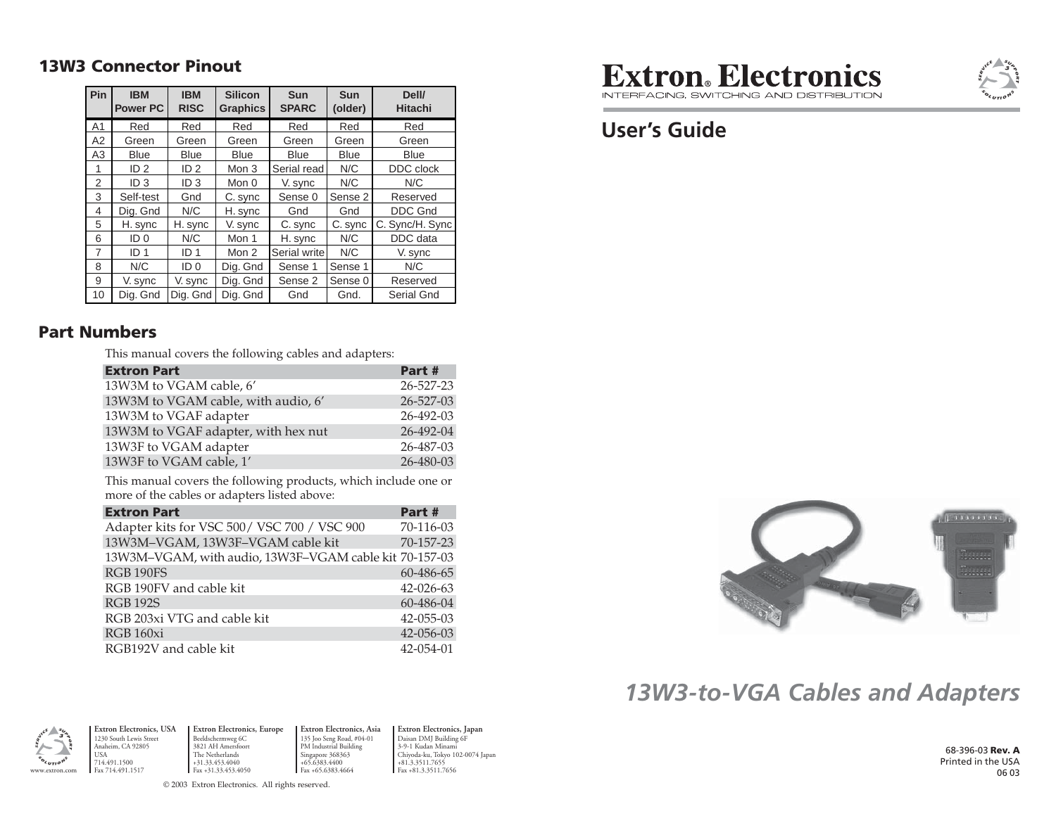# Extron® Electronics

INTERFACING, SWITCHING AND DISTRIBUTION

## User's Guide

# 13W3-to-VGA Cables and Adapters

## 13W3 Connector Pinout

| Pin | IBM Power PC | IBM RISC | Silicon Graphics | Sun SPARC | Sun (older) | Dell/ Hitachi |
|---|---|---|---|---|---|---|
| A1 | Red | Red | Red | Red | Red | Red |
| A2 | Green | Green | Green | Green | Green | Green |
| A3 | Blue | Blue | Blue | Blue | Blue | Blue |
| 1 | ID 2 | ID 2 | Mon 3 | Serial read | N/C | DDC clock |
| 2 | ID 3 | ID 3 | Mon 0 | V. sync | N/C | N/C |
| 3 | Self-test | Gnd | C. sync | Sense 0 | Sense 2 | Reserved |
| 4 | Dig. Gnd | N/C | H. sync | Gnd | Gnd | DDC Gnd |
| 5 | H. sync | H. sync | V. sync | C. sync | C. sync | C. Sync/H. Sync |
| 6 | ID 0 | N/C | Mon 1 | H. sync | N/C | DDC data |
| 7 | ID 1 | ID 1 | Mon 2 | Serial write | N/C | V. sync |
| 8 | N/C | ID 0 | Dig. Gnd | Sense 1 | Sense 1 | N/C |
| 9 | V. sync | V. sync | Dig. Gnd | Sense 2 | Sense 0 | Reserved |
| 10 | Dig. Gnd | Dig. Gnd | Dig. Gnd | Gnd | Gnd. | Serial Gnd |

## Part Numbers

This manual covers the following cables and adapters:

| Extron Part | Part # |
|---|---|
| 13W3M to VGAM cable, 6' | 26-527-23 |
| 13W3M to VGAM cable, with audio, 6' | 26-527-03 |
| 13W3M to VGAF adapter | 26-492-03 |
| 13W3M to VGAF adapter, with hex nut | 26-492-04 |
| 13W3F to VGAM adapter | 26-487-03 |
| 13W3F to VGAM cable, 1' | 26-480-03 |

This manual covers the following products, which include one or more of the cables or adapters listed above:

| Extron Part | Part # |
|---|---|
| Adapter kits for VSC 500/ VSC 700 / VSC 900 | 70-116-03 |
| 13W3M–VGAM, 13W3F–VGAM cable kit | 70-157-23 |
| 13W3M–VGAM, with audio, 13W3F–VGAM cable kit | 70-157-03 |
| RGB 190FS | 60-486-65 |
| RGB 190FV and cable kit | 42-026-63 |
| RGB 192S | 60-486-04 |
| RGB 203xi VTG and cable kit | 42-055-03 |
| RGB 160xi | 42-056-03 |
| RGB192V and cable kit | 42-054-01 |

www.extron.com

**Extron Electronics, USA**
1230 South Lewis Street
Anaheim, CA 92805
USA
714.491.1500
Fax 714.491.1517

**Extron Electronics, Europe**
Beeldschermweg 6C
3821 AH Amersfoort
The Netherlands
+31.33.453.4040
Fax +31.33.453.4050

**Extron Electronics, Asia**
135 Joo Seng Road, #04-01
PM Industrial Building
Singapore 368363
+65.6383.4400
Fax +65.6383.4664

**Extron Electronics, Japan**
Daisan DMJ Building 6F
3-9-1 Kudan Minami
Chiyoda-ku, Tokyo 102-0074 Japan
+81.3.3511.7655
Fax +81.3.3511.7656

© 2003 Extron Electronics. All rights reserved.

68-396-03 **Rev. A**
Printed in the USA
06 03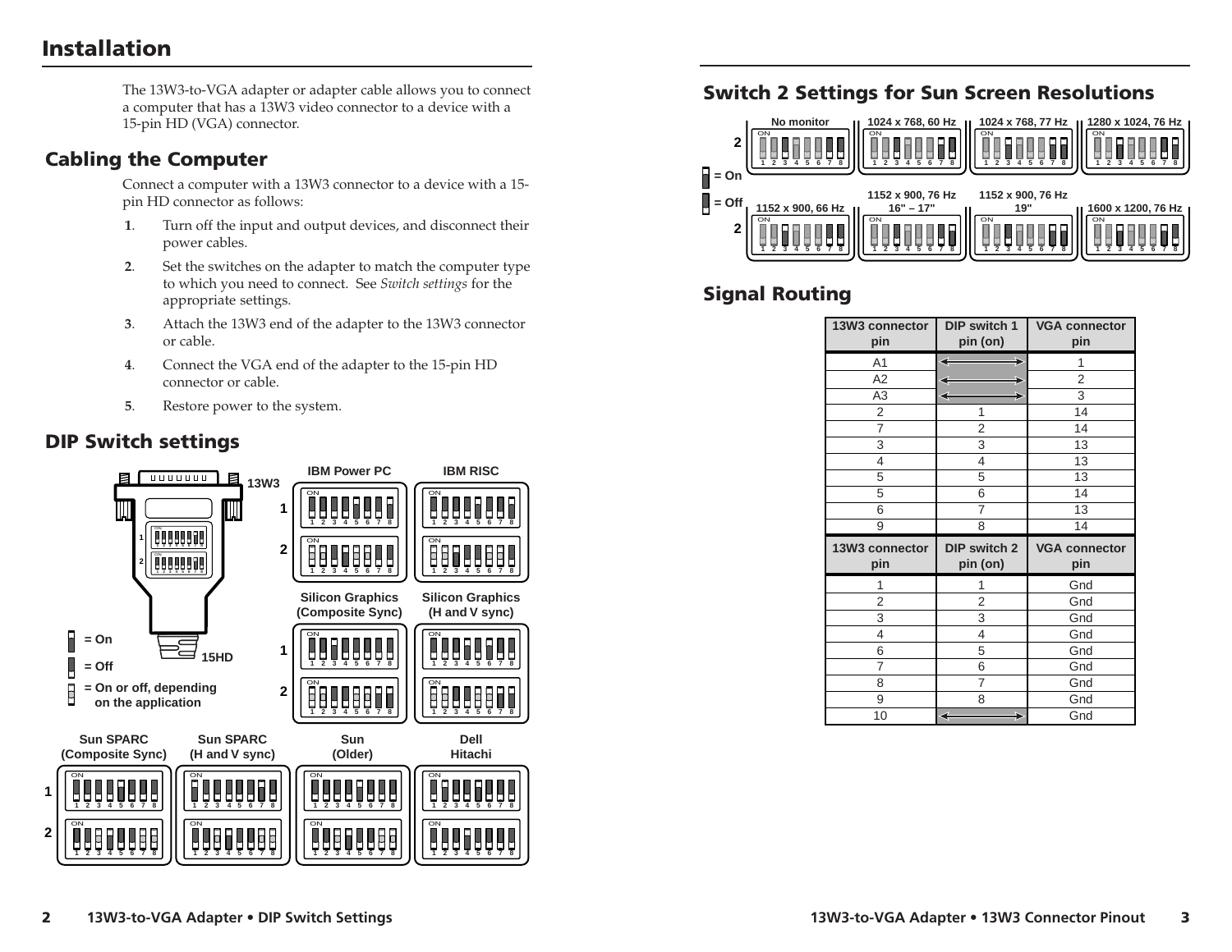# Installation

The 13W3-to-VGA adapter or adapter cable allows you to connect a computer that has a 13W3 video connector to a device with a 15-pin HD (VGA) connector.

## Cabling the Computer

Connect a computer with a 13W3 connector to a device with a 15-pin HD connector as follows:

1. Turn off the input and output devices, and disconnect their power cables.
2. Set the switches on the adapter to match the computer type to which you need to connect. See *Switch settings* for the appropriate settings.
3. Attach the 13W3 end of the adapter to the 13W3 connector or cable.
4. Connect the VGA end of the adapter to the 15-pin HD connector or cable.
5. Restore power to the system.

## DIP Switch settings

13W3

15HD

= On

= Off

= On or off, depending on the application

IBM Power PC

IBM RISC

Silicon Graphics (Composite Sync)

Silicon Graphics (H and V sync)

Sun SPARC (Composite Sync)

Sun SPARC (H and V sync)

Sun (Older)

Dell Hitachi

## Switch 2 Settings for Sun Screen Resolutions

= On

= Off

No monitor

1024 x 768, 60 Hz

1024 x 768, 77 Hz

1280 x 1024, 76 Hz

1152 x 900, 66 Hz

1152 x 900, 76 Hz 16" – 17"

1152 x 900, 76 Hz 19"

1600 x 1200, 76 Hz

## Signal Routing

| 13W3 connector pin | DIP switch 1 pin (on) | VGA connector pin |
|---|---|---|
| A1 | ↔ | 1 |
| A2 | ↔ | 2 |
| A3 | ↔ | 3 |
| 2 | 1 | 14 |
| 7 | 2 | 14 |
| 3 | 3 | 13 |
| 4 | 4 | 13 |
| 5 | 5 | 13 |
| 5 | 6 | 14 |
| 6 | 7 | 13 |
| 9 | 8 | 14 |
| **13W3 connector pin** | **DIP switch 2 pin (on)** | **VGA connector pin** |
| 1 | 1 | Gnd |
| 2 | 2 | Gnd |
| 3 | 3 | Gnd |
| 4 | 4 | Gnd |
| 6 | 5 | Gnd |
| 7 | 6 | Gnd |
| 8 | 7 | Gnd |
| 9 | 8 | Gnd |
| 10 | ↔ | Gnd |